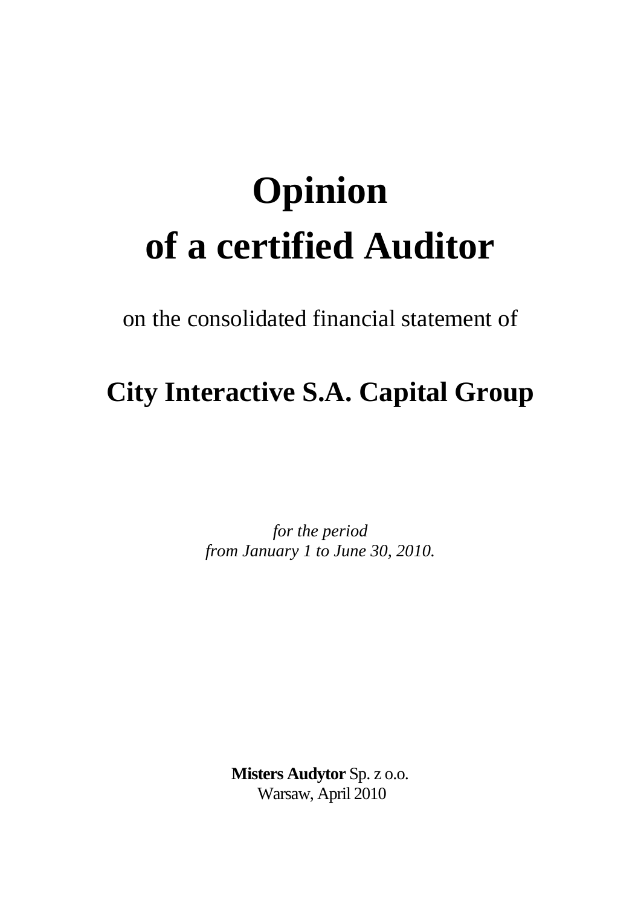# Opinion
# of a certified Auditor

on the consolidated financial statement of

## City Interactive S.A. Capital Group

*for the period*
*from January 1 to June 30, 2010.*

**Misters Audytor** Sp. z o.o.
Warsaw, April 2010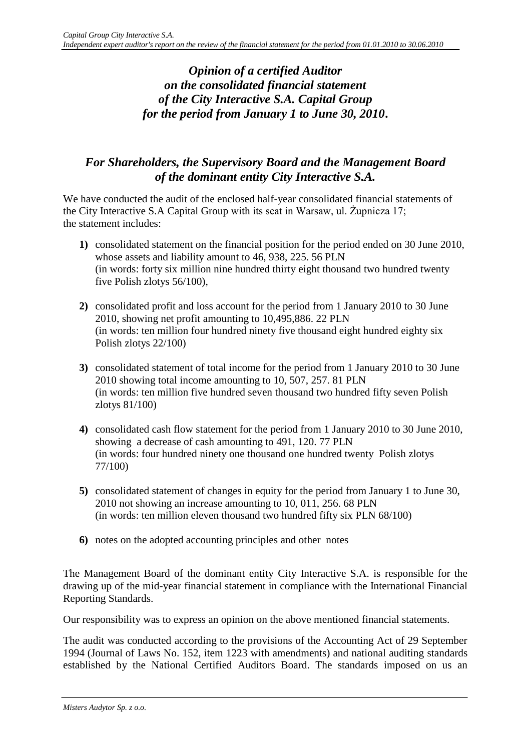# *Opinion of a certified Auditor on the consolidated financial statement of the City Interactive S.A. Capital Group for the period from January 1 to June 30, 2010.*

## *For Shareholders, the Supervisory Board and the Management Board of the dominant entity City Interactive S.A.*

We have conducted the audit of the enclosed half-year consolidated financial statements of the City Interactive S.A Capital Group with its seat in Warsaw, ul. Żupnicza 17; the statement includes:

1) consolidated statement on the financial position for the period ended on 30 June 2010, whose assets and liability amount to 46, 938, 225. 56 PLN (in words: forty six million nine hundred thirty eight thousand two hundred twenty five Polish zlotys 56/100),

2) consolidated profit and loss account for the period from 1 January 2010 to 30 June 2010, showing net profit amounting to 10,495,886. 22 PLN (in words: ten million four hundred ninety five thousand eight hundred eighty six Polish zlotys 22/100)

3) consolidated statement of total income for the period from 1 January 2010 to 30 June 2010 showing total income amounting to 10, 507, 257. 81 PLN (in words: ten million five hundred seven thousand two hundred fifty seven Polish zlotys 81/100)

4) consolidated cash flow statement for the period from 1 January 2010 to 30 June 2010, showing a decrease of cash amounting to 491, 120. 77 PLN (in words: four hundred ninety one thousand one hundred twenty Polish zlotys 77/100)

5) consolidated statement of changes in equity for the period from January 1 to June 30, 2010 not showing an increase amounting to 10, 011, 256. 68 PLN (in words: ten million eleven thousand two hundred fifty six PLN 68/100)

6) notes on the adopted accounting principles and other notes

The Management Board of the dominant entity City Interactive S.A. is responsible for the drawing up of the mid-year financial statement in compliance with the International Financial Reporting Standards.

Our responsibility was to express an opinion on the above mentioned financial statements.

The audit was conducted according to the provisions of the Accounting Act of 29 September 1994 (Journal of Laws No. 152, item 1223 with amendments) and national auditing standards established by the National Certified Auditors Board. The standards imposed on us an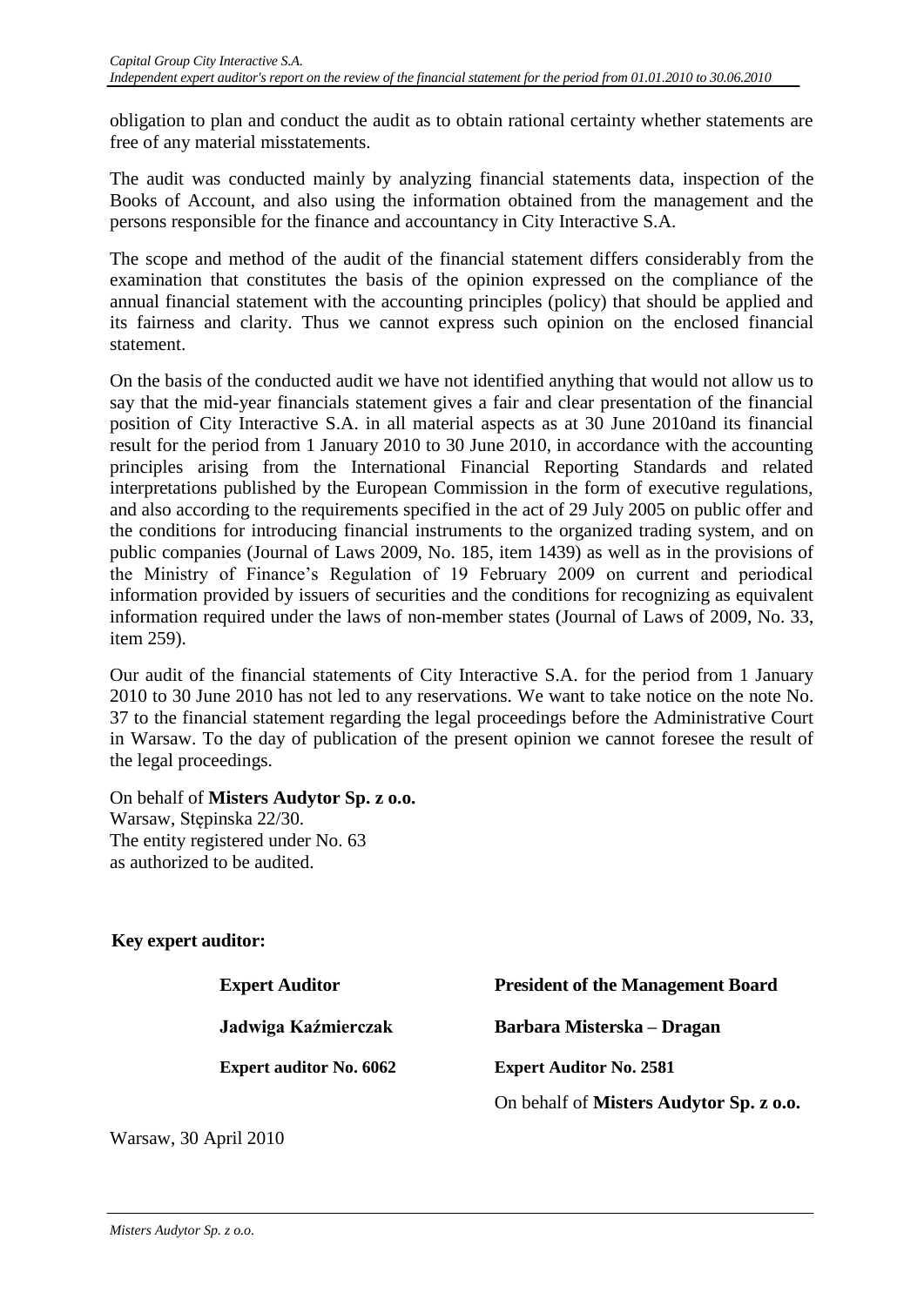obligation to plan and conduct the audit as to obtain rational certainty whether statements are free of any material misstatements.

The audit was conducted mainly by analyzing financial statements data, inspection of the Books of Account, and also using the information obtained from the management and the persons responsible for the finance and accountancy in City Interactive S.A.

The scope and method of the audit of the financial statement differs considerably from the examination that constitutes the basis of the opinion expressed on the compliance of the annual financial statement with the accounting principles (policy) that should be applied and its fairness and clarity. Thus we cannot express such opinion on the enclosed financial statement.

On the basis of the conducted audit we have not identified anything that would not allow us to say that the mid-year financials statement gives a fair and clear presentation of the financial position of City Interactive S.A. in all material aspects as at 30 June 2010and its financial result for the period from 1 January 2010 to 30 June 2010, in accordance with the accounting principles arising from the International Financial Reporting Standards and related interpretations published by the European Commission in the form of executive regulations, and also according to the requirements specified in the act of 29 July 2005 on public offer and the conditions for introducing financial instruments to the organized trading system, and on public companies (Journal of Laws 2009, No. 185, item 1439) as well as in the provisions of the Ministry of Finance's Regulation of 19 February 2009 on current and periodical information provided by issuers of securities and the conditions for recognizing as equivalent information required under the laws of non-member states (Journal of Laws of 2009, No. 33, item 259).

Our audit of the financial statements of City Interactive S.A. for the period from 1 January 2010 to 30 June 2010 has not led to any reservations. We want to take notice on the note No. 37 to the financial statement regarding the legal proceedings before the Administrative Court in Warsaw. To the day of publication of the present opinion we cannot foresee the result of the legal proceedings.

On behalf of **Misters Audytor Sp. z o.o.**
Warsaw, Stępinska 22/30.
The entity registered under No. 63
as authorized to be audited.

**Key expert auditor:**

| | |
|---|---|
| **Expert Auditor** | **President of the Management Board** |
| **Jadwiga Kaźmierczak** | **Barbara Misterska – Dragan** |
| **Expert auditor No. 6062** | **Expert Auditor No. 2581** |
| | On behalf of **Misters Audytor Sp. z o.o.** |

Warsaw, 30 April 2010